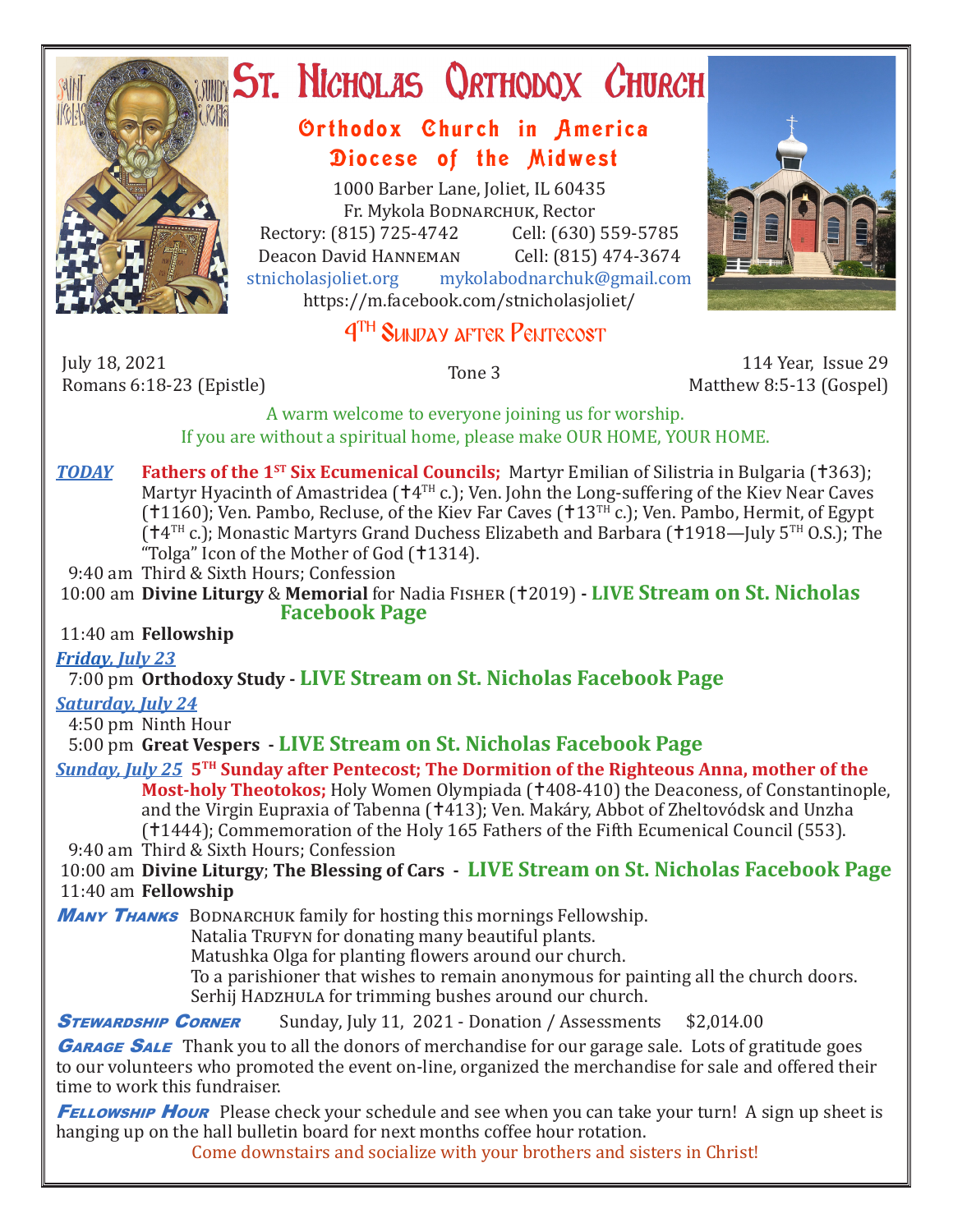# St. Nicholas Orthodox Church

## Orthodox Church in America
## Diocese of the Midwest

1000 Barber Lane, Joliet, IL 60435
Fr. Mykola Bodnarchuk, Rector
Rectory: (815) 725-4742 Cell: (630) 559-5785
Deacon David Hanneman Cell: (815) 474-3674
stnicholasjoliet.org mykolabodnarchuk@gmail.com
https://m.facebook.com/stnicholasjoliet/

## 4TH Sunday after Pentecost

July 18, 2021
Romans 6:18-23 (Epistle)

Tone 3

114 Year, Issue 29
Matthew 8:5-13 (Gospel)

A warm welcome to everyone joining us for worship.
If you are without a spiritual home, please make OUR HOME, YOUR HOME.

***TODAY*** **Fathers of the 1ST Six Ecumenical Councils;** Martyr Emilian of Silistria in Bulgaria (†363); Martyr Hyacinth of Amastridea (†4TH c.); Ven. John the Long-suffering of the Kiev Near Caves (†1160); Ven. Pambo, Recluse, of the Kiev Far Caves (†13TH c.); Ven. Pambo, Hermit, of Egypt (†4TH c.); Monastic Martyrs Grand Duchess Elizabeth and Barbara (†1918—July 5TH O.S.); The "Tolga" Icon of the Mother of God (†1314).

9:40 am Third & Sixth Hours; Confession
10:00 am **Divine Liturgy** & **Memorial** for Nadia Fisher (†2019) - **LIVE Stream on St. Nicholas Facebook Page**
11:40 am **Fellowship**

***Friday, July 23***
7:00 pm **Orthodoxy Study - LIVE Stream on St. Nicholas Facebook Page**

***Saturday, July 24***
4:50 pm Ninth Hour
5:00 pm **Great Vespers - LIVE Stream on St. Nicholas Facebook Page**

***Sunday, July 25*** **5TH Sunday after Pentecost; The Dormition of the Righteous Anna, mother of the Most-holy Theotokos;** Holy Women Olympiada (†408-410) the Deaconess, of Constantinople, and the Virgin Eupraxia of Tabenna (†413); Ven. Makáry, Abbot of Zheltovódsk and Unzha (†1444); Commemoration of the Holy 165 Fathers of the Fifth Ecumenical Council (553).

9:40 am Third & Sixth Hours; Confession
10:00 am **Divine Liturgy**; **The Blessing of Cars - LIVE Stream on St. Nicholas Facebook Page**
11:40 am **Fellowship**

***Many Thanks*** Bodnarchuk family for hosting this mornings Fellowship.
Natalia Trufyn for donating many beautiful plants.
Matushka Olga for planting flowers around our church.
To a parishioner that wishes to remain anonymous for painting all the church doors.
Serhij Hadzhula for trimming bushes around our church.

***Stewardship Corner*** Sunday, July 11, 2021 - Donation / Assessments $2,014.00

***Garage Sale*** Thank you to all the donors of merchandise for our garage sale. Lots of gratitude goes to our volunteers who promoted the event on-line, organized the merchandise for sale and offered their time to work this fundraiser.

***Fellowship Hour*** Please check your schedule and see when you can take your turn! A sign up sheet is hanging up on the hall bulletin board for next months coffee hour rotation.

Come downstairs and socialize with your brothers and sisters in Christ!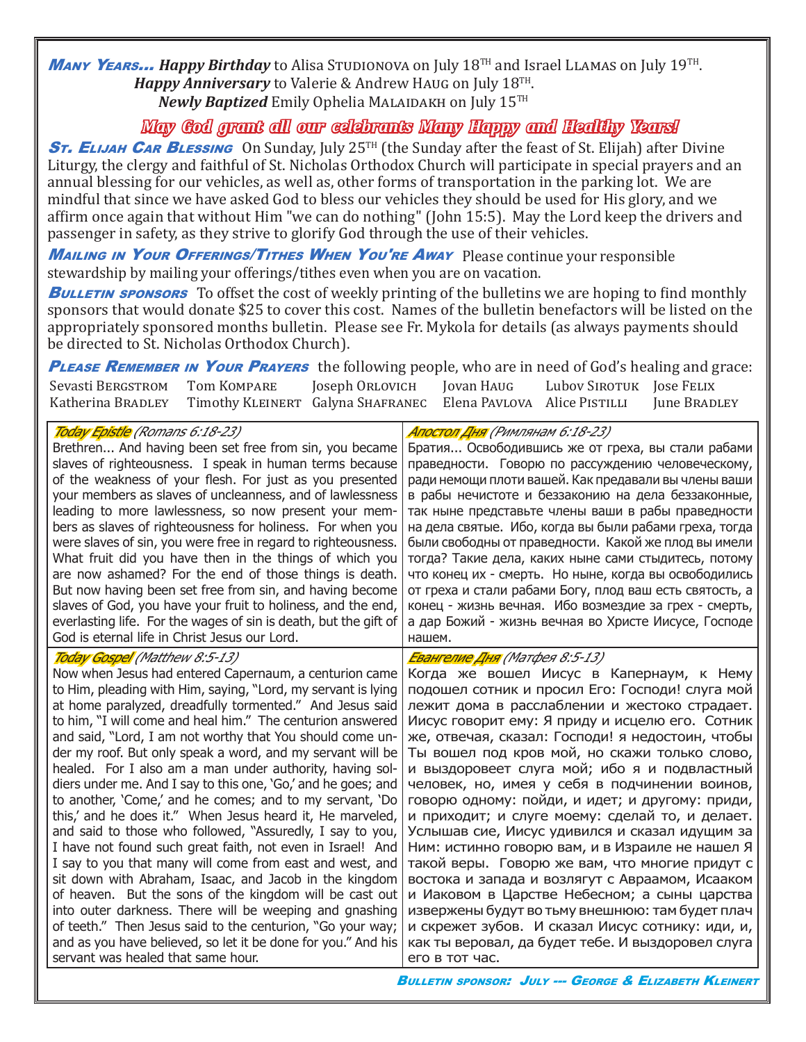**MANY YEARS...** ***Happy Birthday*** to Alisa STUDIONOVA on July 18TH and Israel LLAMAS on July 19TH.
***Happy Anniversary*** to Valerie & Andrew HAUG on July 18TH.
***Newly Baptized*** Emily Ophelia MALAIDAKH on July 15TH

***May God grant all our celebrants Many Happy and Healthy Years!***

**ST. ELIJAH CAR BLESSING** On Sunday, July 25TH (the Sunday after the feast of St. Elijah) after Divine Liturgy, the clergy and faithful of St. Nicholas Orthodox Church will participate in special prayers and an annual blessing for our vehicles, as well as, other forms of transportation in the parking lot. We are mindful that since we have asked God to bless our vehicles they should be used for His glory, and we affirm once again that without Him "we can do nothing" (John 15:5). May the Lord keep the drivers and passenger in safety, as they strive to glorify God through the use of their vehicles.

**MAILING IN YOUR OFFERINGS/TITHES WHEN YOU'RE AWAY** Please continue your responsible stewardship by mailing your offerings/tithes even when you are on vacation.

**BULLETIN SPONSORS** To offset the cost of weekly printing of the bulletins we are hoping to find monthly sponsors that would donate $25 to cover this cost. Names of the bulletin benefactors will be listed on the appropriately sponsored months bulletin. Please see Fr. Mykola for details (as always payments should be directed to St. Nicholas Orthodox Church).

**PLEASE REMEMBER IN YOUR PRAYERS** the following people, who are in need of God's healing and grace:

| | | | | | |
|---|---|---|---|---|---|
| Sevasti BERGSTROM | Tom KOMPARE | Joseph ORLOVICH | Jovan HAUG | Lubov SIROTUK | Jose FELIX |
| Katherina BRADLEY | Timothy KLEINERT | Galyna SHAFRANEC | Elena PAVLOVA | Alice PISTILLI | June BRADLEY |

*Today Epistle (Romans 6:18-23)*

Brethren... And having been set free from sin, you became slaves of righteousness. I speak in human terms because of the weakness of your flesh. For just as you presented your members as slaves of uncleanness, and of lawlessness leading to more lawlessness, so now present your members as slaves of righteousness for holiness. For when you were slaves of sin, you were free in regard to righteousness. What fruit did you have then in the things of which you are now ashamed? For the end of those things is death. But now having been set free from sin, and having become slaves of God, you have your fruit to holiness, and the end, everlasting life. For the wages of sin is death, but the gift of God is eternal life in Christ Jesus our Lord.

*Апостол Дня (Римлянам 6:18-23)*

Братия... Освободившись же от греха, вы стали рабами праведности. Говорю по рассуждению человеческому, ради немощи плоти вашей. Как предавали вы члены ваши в рабы нечистоте и беззаконию на дела беззаконные, так ныне представьте члены ваши в рабы праведности на дела святые. Ибо, когда вы были рабами греха, тогда были свободны от праведности. Какой же плод вы имели тогда? Такие дела, каких ныне сами стыдитесь, потому что конец их - смерть. Но ныне, когда вы освободились от греха и стали рабами Богу, плод ваш есть святость, а конец - жизнь вечная. Ибо возмездие за грех - смерть, а дар Божий - жизнь вечная во Христе Иисусе, Господе нашем.

*Today Gospel (Matthew 8:5-13)*

Now when Jesus had entered Capernaum, a centurion came to Him, pleading with Him, saying, "Lord, my servant is lying at home paralyzed, dreadfully tormented." And Jesus said to him, "I will come and heal him." The centurion answered and said, "Lord, I am not worthy that You should come under my roof. But only speak a word, and my servant will be healed. For I also am a man under authority, having soldiers under me. And I say to this one, 'Go,' and he goes; and to another, 'Come,' and he comes; and to my servant, 'Do this,' and he does it." When Jesus heard it, He marveled, and said to those who followed, "Assuredly, I say to you, I have not found such great faith, not even in Israel! And I say to you that many will come from east and west, and sit down with Abraham, Isaac, and Jacob in the kingdom of heaven. But the sons of the kingdom will be cast out into outer darkness. There will be weeping and gnashing of teeth." Then Jesus said to the centurion, "Go your way; and as you have believed, so let it be done for you." And his servant was healed that same hour.

*Евангелие Дня (Матфея 8:5-13)*

Когда же вошел Иисус в Капернаум, к Нему подошел сотник и просил Его: Господи! слуга мой лежит дома в расслаблении и жестоко страдает. Иисус говорит ему: Я приду и исцелю его. Сотник же, отвечая, сказал: Господи! я недостоин, чтобы Ты вошел под кров мой, но скажи только слово, и выздоровеет слуга мой; ибо я и подвластный человек, но, имея у себя в подчинении воинов, говорю одному: пойди, и идет; и другому: приди, и приходит; и слуге моему: сделай то, и делает. Услышав сие, Иисус удивился и сказал идущим за Ним: истинно говорю вам, и в Израиле не нашел Я такой веры. Говорю же вам, что многие придут с востока и запада и возлягут с Авраамом, Исааком и Иаковом в Царстве Небесном; а сыны царства извержены будут во тьму внешнюю: там будет плач и скрежет зубов. И сказал Иисус сотнику: иди, и, как ты веровал, да будет тебе. И выздоровел слуга его в тот час.

**BULLETIN SPONSOR: JULY --- GEORGE & ELIZABETH KLEINERT**